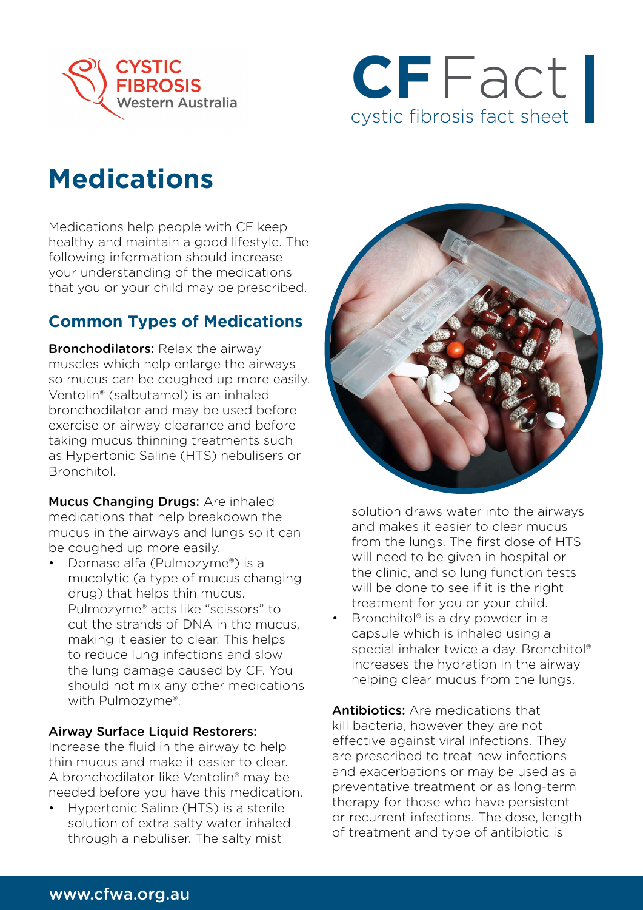CYSTIC FIBROSIS Western Australia

**CF** Fact
cystic fibrosis fact sheet

# Medications

Medications help people with CF keep healthy and maintain a good lifestyle. The following information should increase your understanding of the medications that you or your child may be prescribed.

## Common Types of Medications

**Bronchodilators:** Relax the airway muscles which help enlarge the airways so mucus can be coughed up more easily. Ventolin® (salbutamol) is an inhaled bronchodilator and may be used before exercise or airway clearance and before taking mucus thinning treatments such as Hypertonic Saline (HTS) nebulisers or Bronchitol.

**Mucus Changing Drugs:** Are inhaled medications that help breakdown the mucus in the airways and lungs so it can be coughed up more easily.

- Dornase alfa (Pulmozyme®) is a mucolytic (a type of mucus changing drug) that helps thin mucus. Pulmozyme® acts like "scissors" to cut the strands of DNA in the mucus, making it easier to clear. This helps to reduce lung infections and slow the lung damage caused by CF. You should not mix any other medications with Pulmozyme®.

**Airway Surface Liquid Restorers:** Increase the fluid in the airway to help thin mucus and make it easier to clear. A bronchodilator like Ventolin® may be needed before you have this medication.

- Hypertonic Saline (HTS) is a sterile solution of extra salty water inhaled through a nebuliser. The salty mist solution draws water into the airways and makes it easier to clear mucus from the lungs. The first dose of HTS will need to be given in hospital or the clinic, and so lung function tests will be done to see if it is the right treatment for you or your child.
- Bronchitol® is a dry powder in a capsule which is inhaled using a special inhaler twice a day. Bronchitol® increases the hydration in the airway helping clear mucus from the lungs.

**Antibiotics:** Are medications that kill bacteria, however they are not effective against viral infections. They are prescribed to treat new infections and exacerbations or may be used as a preventative treatment or as long-term therapy for those who have persistent or recurrent infections. The dose, length of treatment and type of antibiotic is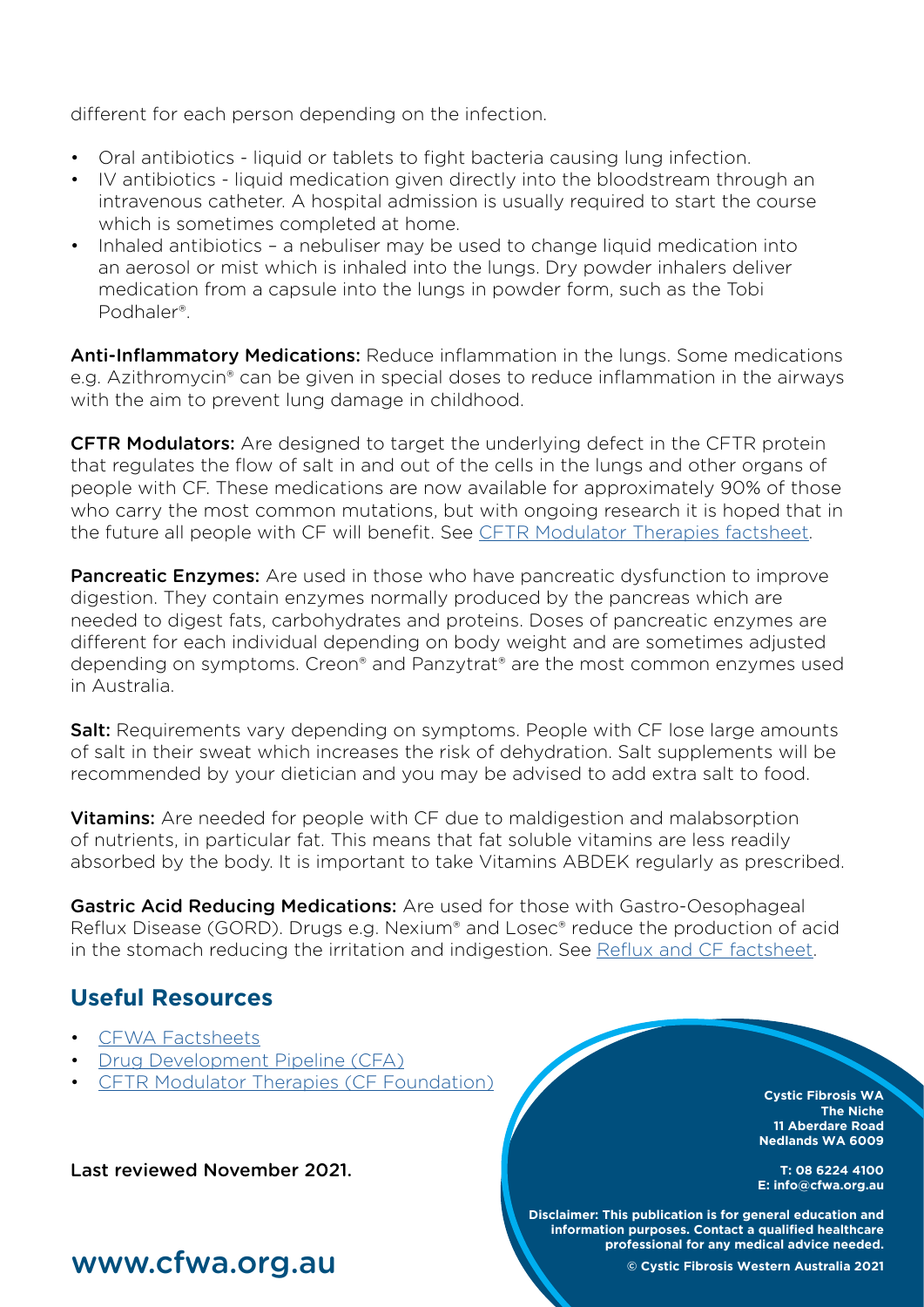different for each person depending on the infection.

- Oral antibiotics - liquid or tablets to fight bacteria causing lung infection.
- IV antibiotics - liquid medication given directly into the bloodstream through an intravenous catheter. A hospital admission is usually required to start the course which is sometimes completed at home.
- Inhaled antibiotics – a nebuliser may be used to change liquid medication into an aerosol or mist which is inhaled into the lungs. Dry powder inhalers deliver medication from a capsule into the lungs in powder form, such as the Tobi Podhaler®.

**Anti-Inflammatory Medications:** Reduce inflammation in the lungs. Some medications e.g. Azithromycin® can be given in special doses to reduce inflammation in the airways with the aim to prevent lung damage in childhood.

**CFTR Modulators:** Are designed to target the underlying defect in the CFTR protein that regulates the flow of salt in and out of the cells in the lungs and other organs of people with CF. These medications are now available for approximately 90% of those who carry the most common mutations, but with ongoing research it is hoped that in the future all people with CF will benefit. See [CFTR Modulator Therapies factsheet](#).

**Pancreatic Enzymes:** Are used in those who have pancreatic dysfunction to improve digestion. They contain enzymes normally produced by the pancreas which are needed to digest fats, carbohydrates and proteins. Doses of pancreatic enzymes are different for each individual depending on body weight and are sometimes adjusted depending on symptoms. Creon® and Panzytrat® are the most common enzymes used in Australia.

**Salt:** Requirements vary depending on symptoms. People with CF lose large amounts of salt in their sweat which increases the risk of dehydration. Salt supplements will be recommended by your dietician and you may be advised to add extra salt to food.

**Vitamins:** Are needed for people with CF due to maldigestion and malabsorption of nutrients, in particular fat. This means that fat soluble vitamins are less readily absorbed by the body. It is important to take Vitamins ABDEK regularly as prescribed.

**Gastric Acid Reducing Medications:** Are used for those with Gastro-Oesophageal Reflux Disease (GORD). Drugs e.g. Nexium® and Losec® reduce the production of acid in the stomach reducing the irritation and indigestion. See [Reflux and CF factsheet](#).

## Useful Resources

- [CFWA Factsheets](#)
- [Drug Development Pipeline (CFA)](#)
- [CFTR Modulator Therapies (CF Foundation)](#)

Last reviewed November 2021.

**Cystic Fibrosis WA**
**The Niche**
**11 Aberdare Road**
**Nedlands WA 6009**

**T: 08 6224 4100**
**E: info@cfwa.org.au**

**Disclaimer: This publication is for general education and information purposes. Contact a qualified healthcare professional for any medical advice needed.**

**© Cystic Fibrosis Western Australia 2021**

www.cfwa.org.au